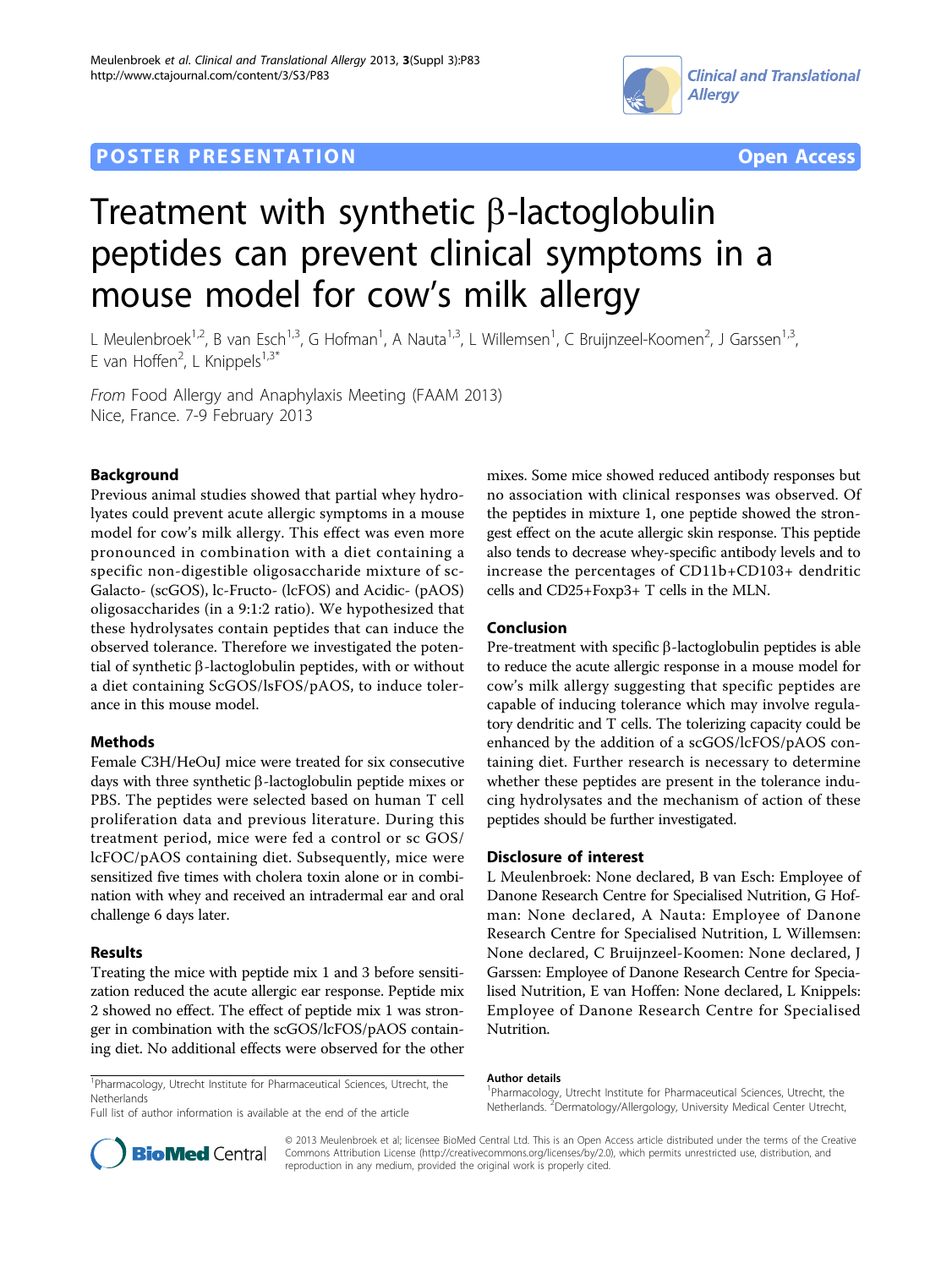POSTER PRESENTATION Open Access

# Treatment with synthetic β-lactoglobulin peptides can prevent clinical symptoms in a mouse model for cow's milk allergy

L Meulenbroek[1,2], B van Esch[1,3], G Hofman[1], A Nauta[1,3], L Willemsen[1], C Bruijnzeel-Koomen[2], J Garssen[1,3], E van Hoffen[2], L Knippels[1,3*]

*From* Food Allergy and Anaphylaxis Meeting (FAAM 2013)
Nice, France. 7-9 February 2013

## Background

Previous animal studies showed that partial whey hydrolyates could prevent acute allergic symptoms in a mouse model for cow's milk allergy. This effect was even more pronounced in combination with a diet containing a specific non-digestible oligosaccharide mixture of sc-Galacto- (scGOS), lc-Fructo- (lcFOS) and Acidic- (pAOS) oligosaccharides (in a 9:1:2 ratio). We hypothesized that these hydrolysates contain peptides that can induce the observed tolerance. Therefore we investigated the potential of synthetic β-lactoglobulin peptides, with or without a diet containing ScGOS/lsFOS/pAOS, to induce tolerance in this mouse model.

## Methods

Female C3H/HeOuJ mice were treated for six consecutive days with three synthetic β-lactoglobulin peptide mixes or PBS. The peptides were selected based on human T cell proliferation data and previous literature. During this treatment period, mice were fed a control or sc GOS/lcFOC/pAOS containing diet. Subsequently, mice were sensitized five times with cholera toxin alone or in combination with whey and received an intradermal ear and oral challenge 6 days later.

## Results

Treating the mice with peptide mix 1 and 3 before sensitization reduced the acute allergic ear response. Peptide mix 2 showed no effect. The effect of peptide mix 1 was stronger in combination with the scGOS/lcFOS/pAOS containing diet. No additional effects were observed for the other mixes. Some mice showed reduced antibody responses but no association with clinical responses was observed. Of the peptides in mixture 1, one peptide showed the strongest effect on the acute allergic skin response. This peptide also tends to decrease whey-specific antibody levels and to increase the percentages of CD11b+CD103+ dendritic cells and CD25+Foxp3+ T cells in the MLN.

## Conclusion

Pre-treatment with specific β-lactoglobulin peptides is able to reduce the acute allergic response in a mouse model for cow's milk allergy suggesting that specific peptides are capable of inducing tolerance which may involve regulatory dendritic and T cells. The tolerizing capacity could be enhanced by the addition of a scGOS/lcFOS/pAOS containing diet. Further research is necessary to determine whether these peptides are present in the tolerance inducing hydrolysates and the mechanism of action of these peptides should be further investigated.

## Disclosure of interest

L Meulenbroek: None declared, B van Esch: Employee of Danone Research Centre for Specialised Nutrition, G Hofman: None declared, A Nauta: Employee of Danone Research Centre for Specialised Nutrition, L Willemsen: None declared, C Bruijnzeel-Koomen: None declared, J Garssen: Employee of Danone Research Centre for Specialised Nutrition, E van Hoffen: None declared, L Knippels: Employee of Danone Research Centre for Specialised Nutrition.

[1]Pharmacology, Utrecht Institute for Pharmaceutical Sciences, Utrecht, the Netherlands
Full list of author information is available at the end of the article

### Author details

[1]Pharmacology, Utrecht Institute for Pharmaceutical Sciences, Utrecht, the Netherlands. [2]Dermatology/Allergology, University Medical Center Utrecht,

© 2013 Meulenbroek et al; licensee BioMed Central Ltd. This is an Open Access article distributed under the terms of the Creative Commons Attribution License (http://creativecommons.org/licenses/by/2.0), which permits unrestricted use, distribution, and reproduction in any medium, provided the original work is properly cited.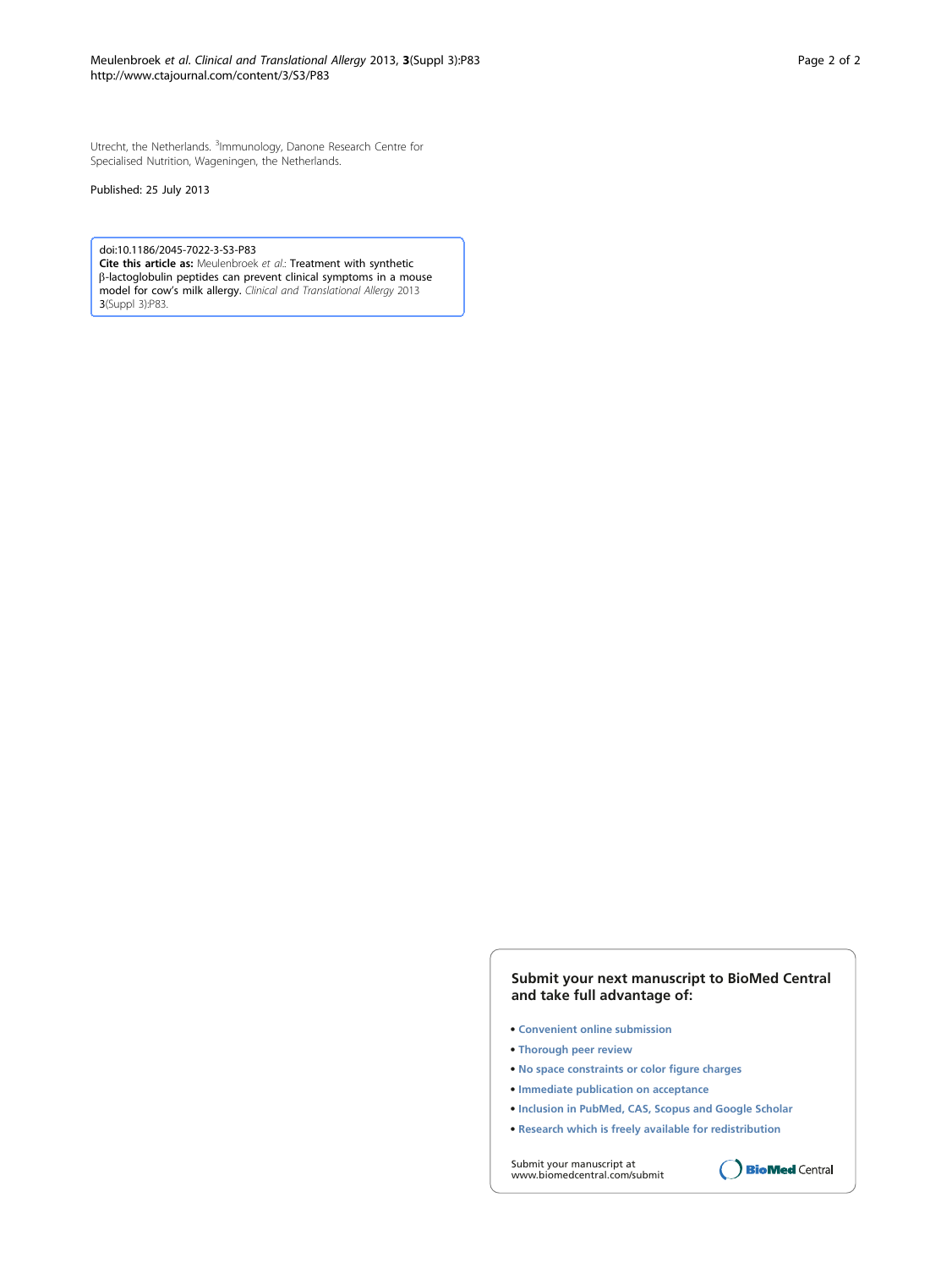Utrecht, the Netherlands. [3]Immunology, Danone Research Centre for Specialised Nutrition, Wageningen, the Netherlands.

Published: 25 July 2013

doi:10.1186/2045-7022-3-S3-P83
**Cite this article as:** Meulenbroek *et al.*: Treatment with synthetic β-lactoglobulin peptides can prevent clinical symptoms in a mouse model for cow's milk allergy. *Clinical and Translational Allergy* 2013 **3**(Suppl 3):P83.

**Submit your next manuscript to BioMed Central and take full advantage of:**

- **Convenient online submission**
- **Thorough peer review**
- **No space constraints or color figure charges**
- **Immediate publication on acceptance**
- **Inclusion in PubMed, CAS, Scopus and Google Scholar**
- **Research which is freely available for redistribution**

Submit your manuscript at
www.biomedcentral.com/submit

BioMed Central